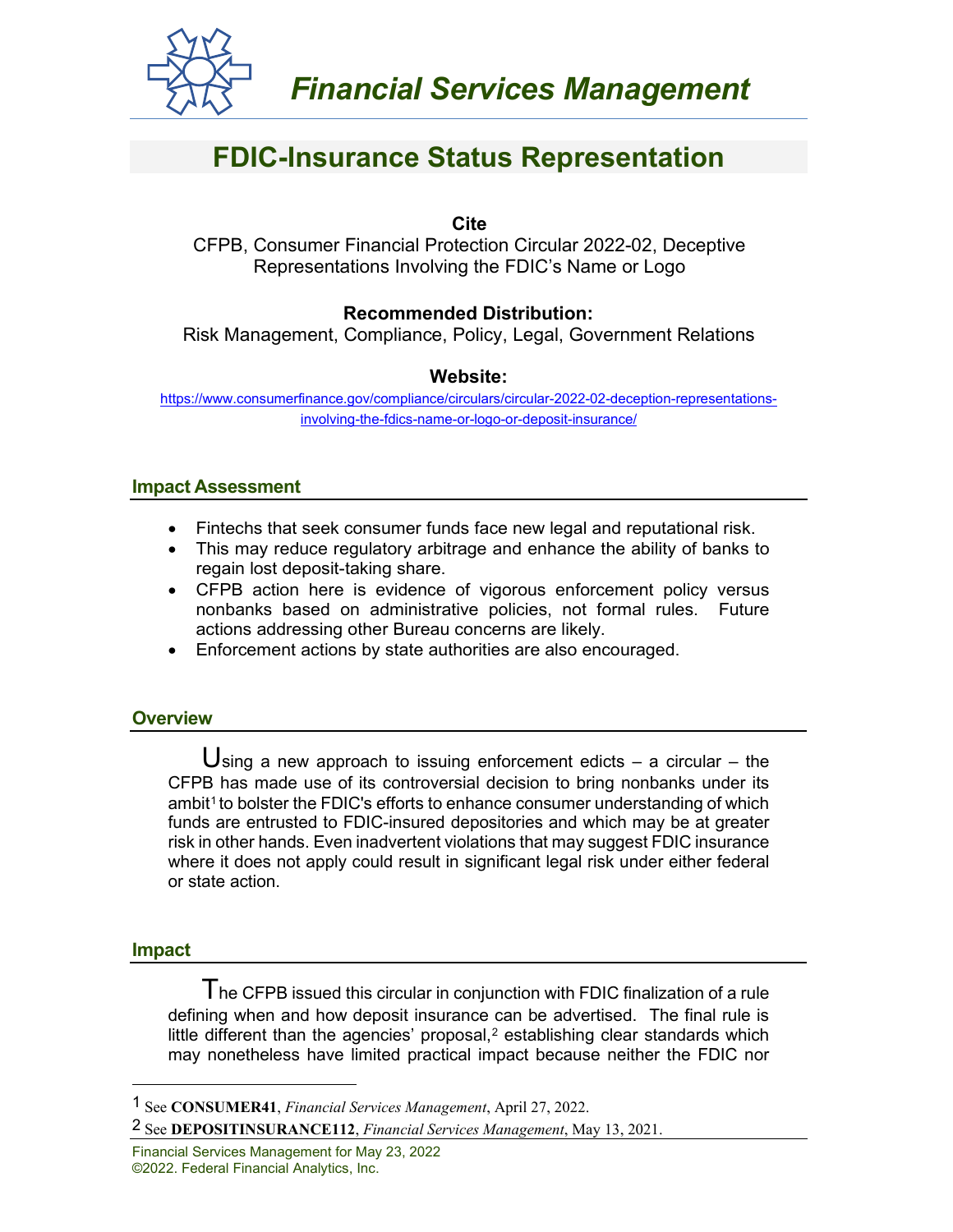# Financial Services Management

## FDIC-Insurance Status Representation

**Cite**

CFPB, Consumer Financial Protection Circular 2022-02, Deceptive Representations Involving the FDIC's Name or Logo

**Recommended Distribution:**

Risk Management, Compliance, Policy, Legal, Government Relations

**Website:**

https://www.consumerfinance.gov/compliance/circulars/circular-2022-02-deception-representations-involving-the-fdics-name-or-logo-or-deposit-insurance/

### Impact Assessment

- Fintechs that seek consumer funds face new legal and reputational risk.
- This may reduce regulatory arbitrage and enhance the ability of banks to regain lost deposit-taking share.
- CFPB action here is evidence of vigorous enforcement policy versus nonbanks based on administrative policies, not formal rules. Future actions addressing other Bureau concerns are likely.
- Enforcement actions by state authorities are also encouraged.

### Overview

Using a new approach to issuing enforcement edicts – a circular – the CFPB has made use of its controversial decision to bring nonbanks under its ambit[1] to bolster the FDIC's efforts to enhance consumer understanding of which funds are entrusted to FDIC-insured depositories and which may be at greater risk in other hands. Even inadvertent violations that may suggest FDIC insurance where it does not apply could result in significant legal risk under either federal or state action.

### Impact

The CFPB issued this circular in conjunction with FDIC finalization of a rule defining when and how deposit insurance can be advertised. The final rule is little different than the agencies' proposal,[2] establishing clear standards which may nonetheless have limited practical impact because neither the FDIC nor

---

[1] See **CONSUMER41**, *Financial Services Management*, April 27, 2022.

[2] See **DEPOSITINSURANCE112**, *Financial Services Management*, May 13, 2021.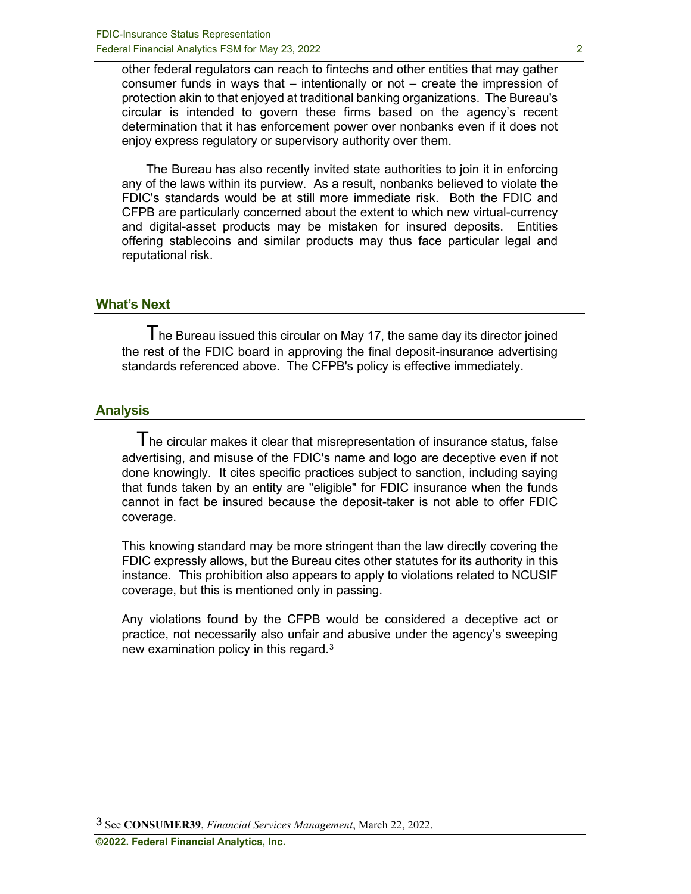other federal regulators can reach to fintechs and other entities that may gather consumer funds in ways that – intentionally or not – create the impression of protection akin to that enjoyed at traditional banking organizations. The Bureau's circular is intended to govern these firms based on the agency's recent determination that it has enforcement power over nonbanks even if it does not enjoy express regulatory or supervisory authority over them.

The Bureau has also recently invited state authorities to join it in enforcing any of the laws within its purview. As a result, nonbanks believed to violate the FDIC's standards would be at still more immediate risk. Both the FDIC and CFPB are particularly concerned about the extent to which new virtual-currency and digital-asset products may be mistaken for insured deposits. Entities offering stablecoins and similar products may thus face particular legal and reputational risk.

## What's Next

The Bureau issued this circular on May 17, the same day its director joined the rest of the FDIC board in approving the final deposit-insurance advertising standards referenced above. The CFPB's policy is effective immediately.

## Analysis

The circular makes it clear that misrepresentation of insurance status, false advertising, and misuse of the FDIC's name and logo are deceptive even if not done knowingly. It cites specific practices subject to sanction, including saying that funds taken by an entity are "eligible" for FDIC insurance when the funds cannot in fact be insured because the deposit-taker is not able to offer FDIC coverage.

This knowing standard may be more stringent than the law directly covering the FDIC expressly allows, but the Bureau cites other statutes for its authority in this instance. This prohibition also appears to apply to violations related to NCUSIF coverage, but this is mentioned only in passing.

Any violations found by the CFPB would be considered a deceptive act or practice, not necessarily also unfair and abusive under the agency's sweeping new examination policy in this regard.[3]

[3] See **CONSUMER39**, *Financial Services Management*, March 22, 2022.